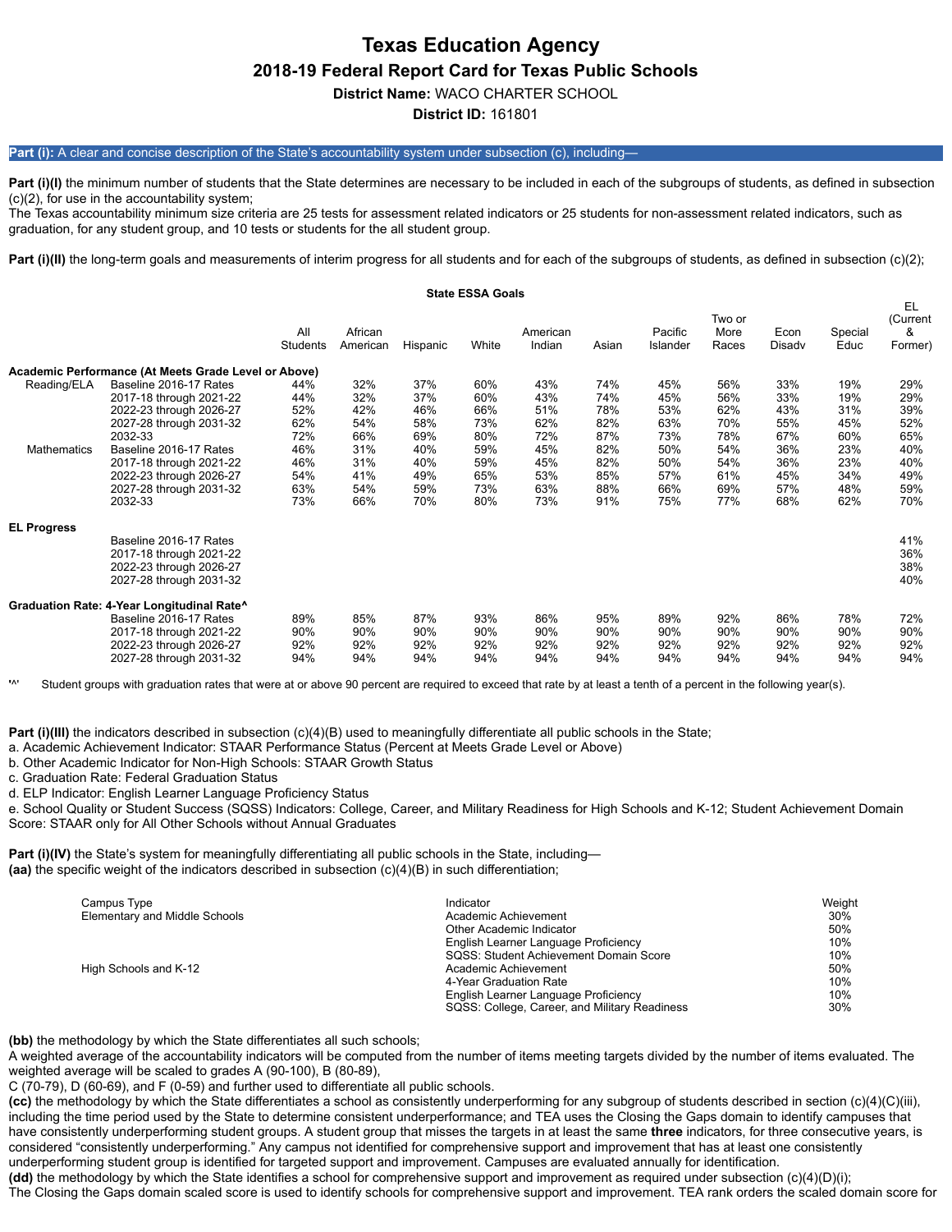# Texas Education Agency

## 2018-19 Federal Report Card for Texas Public Schools

**District Name:** WACO CHARTER SCHOOL

**District ID:** 161801

**Part (i):** A clear and concise description of the State's accountability system under subsection (c), including—

**Part (i)(I)** the minimum number of students that the State determines are necessary to be included in each of the subgroups of students, as defined in subsection (c)(2), for use in the accountability system;
The Texas accountability minimum size criteria are 25 tests for assessment related indicators or 25 students for non-assessment related indicators, such as graduation, for any student group, and 10 tests or students for the all student group.

**Part (i)(II)** the long-term goals and measurements of interim progress for all students and for each of the subgroups of students, as defined in subsection (c)(2);

**State ESSA Goals**

| | | All Students | African American | Hispanic | White | American Indian | Asian | Pacific Islander | Two or More Races | Econ Disadv | Special Educ | EL (Current & Former) |
|---|---|---|---|---|---|---|---|---|---|---|---|---|
| **Academic Performance (At Meets Grade Level or Above)** | | | | | | | | | | | | |
| Reading/ELA | Baseline 2016-17 Rates | 44% | 32% | 37% | 60% | 43% | 74% | 45% | 56% | 33% | 19% | 29% |
| | 2017-18 through 2021-22 | 44% | 32% | 37% | 60% | 43% | 74% | 45% | 56% | 33% | 19% | 29% |
| | 2022-23 through 2026-27 | 52% | 42% | 46% | 66% | 51% | 78% | 53% | 62% | 43% | 31% | 39% |
| | 2027-28 through 2031-32 | 62% | 54% | 58% | 73% | 62% | 82% | 63% | 70% | 55% | 45% | 52% |
| | 2032-33 | 72% | 66% | 69% | 80% | 72% | 87% | 73% | 78% | 67% | 60% | 65% |
| Mathematics | Baseline 2016-17 Rates | 46% | 31% | 40% | 59% | 45% | 82% | 50% | 54% | 36% | 23% | 40% |
| | 2017-18 through 2021-22 | 46% | 31% | 40% | 59% | 45% | 82% | 50% | 54% | 36% | 23% | 40% |
| | 2022-23 through 2026-27 | 54% | 41% | 49% | 65% | 53% | 85% | 57% | 61% | 45% | 34% | 49% |
| | 2027-28 through 2031-32 | 63% | 54% | 59% | 73% | 63% | 88% | 66% | 69% | 57% | 48% | 59% |
| | 2032-33 | 73% | 66% | 70% | 80% | 73% | 91% | 75% | 77% | 68% | 62% | 70% |
| **EL Progress** | | | | | | | | | | | | |
| | Baseline 2016-17 Rates | | | | | | | | | | | 41% |
| | 2017-18 through 2021-22 | | | | | | | | | | | 36% |
| | 2022-23 through 2026-27 | | | | | | | | | | | 38% |
| | 2027-28 through 2031-32 | | | | | | | | | | | 40% |
| **Graduation Rate: 4-Year Longitudinal Rate^** | | | | | | | | | | | | |
| | Baseline 2016-17 Rates | 89% | 85% | 87% | 93% | 86% | 95% | 89% | 92% | 86% | 78% | 72% |
| | 2017-18 through 2021-22 | 90% | 90% | 90% | 90% | 90% | 90% | 90% | 90% | 90% | 90% | 90% |
| | 2022-23 through 2026-27 | 92% | 92% | 92% | 92% | 92% | 92% | 92% | 92% | 92% | 92% | 92% |
| | 2027-28 through 2031-32 | 94% | 94% | 94% | 94% | 94% | 94% | 94% | 94% | 94% | 94% | 94% |

'^' Student groups with graduation rates that were at or above 90 percent are required to exceed that rate by at least a tenth of a percent in the following year(s).

**Part (i)(III)** the indicators described in subsection (c)(4)(B) used to meaningfully differentiate all public schools in the State;
a. Academic Achievement Indicator: STAAR Performance Status (Percent at Meets Grade Level or Above)
b. Other Academic Indicator for Non-High Schools: STAAR Growth Status
c. Graduation Rate: Federal Graduation Status
d. ELP Indicator: English Learner Language Proficiency Status
e. School Quality or Student Success (SQSS) Indicators: College, Career, and Military Readiness for High Schools and K-12; Student Achievement Domain Score: STAAR only for All Other Schools without Annual Graduates

**Part (i)(IV)** the State's system for meaningfully differentiating all public schools in the State, including—
**(aa)** the specific weight of the indicators described in subsection (c)(4)(B) in such differentiation;

| Campus Type | Indicator | Weight |
|---|---|---|
| Elementary and Middle Schools | Academic Achievement | 30% |
| | Other Academic Indicator | 50% |
| | English Learner Language Proficiency | 10% |
| | SQSS: Student Achievement Domain Score | 10% |
| High Schools and K-12 | Academic Achievement | 50% |
| | 4-Year Graduation Rate | 10% |
| | English Learner Language Proficiency | 10% |
| | SQSS: College, Career, and Military Readiness | 30% |

**(bb)** the methodology by which the State differentiates all such schools;
A weighted average of the accountability indicators will be computed from the number of items meeting targets divided by the number of items evaluated. The weighted average will be scaled to grades A (90-100), B (80-89), C (70-79), D (60-69), and F (0-59) and further used to differentiate all public schools.
**(cc)** the methodology by which the State differentiates a school as consistently underperforming for any subgroup of students described in section (c)(4)(C)(iii), including the time period used by the State to determine consistent underperformance; and TEA uses the Closing the Gaps domain to identify campuses that have consistently underperforming student groups. A student group that misses the targets in at least the same **three** indicators, for three consecutive years, is considered "consistently underperforming." Any campus not identified for comprehensive support and improvement that has at least one consistently underperforming student group is identified for targeted support and improvement. Campuses are evaluated annually for identification.
**(dd)** the methodology by which the State identifies a school for comprehensive support and improvement as required under subsection (c)(4)(D)(i);
The Closing the Gaps domain scaled score is used to identify schools for comprehensive support and improvement. TEA rank orders the scaled domain score for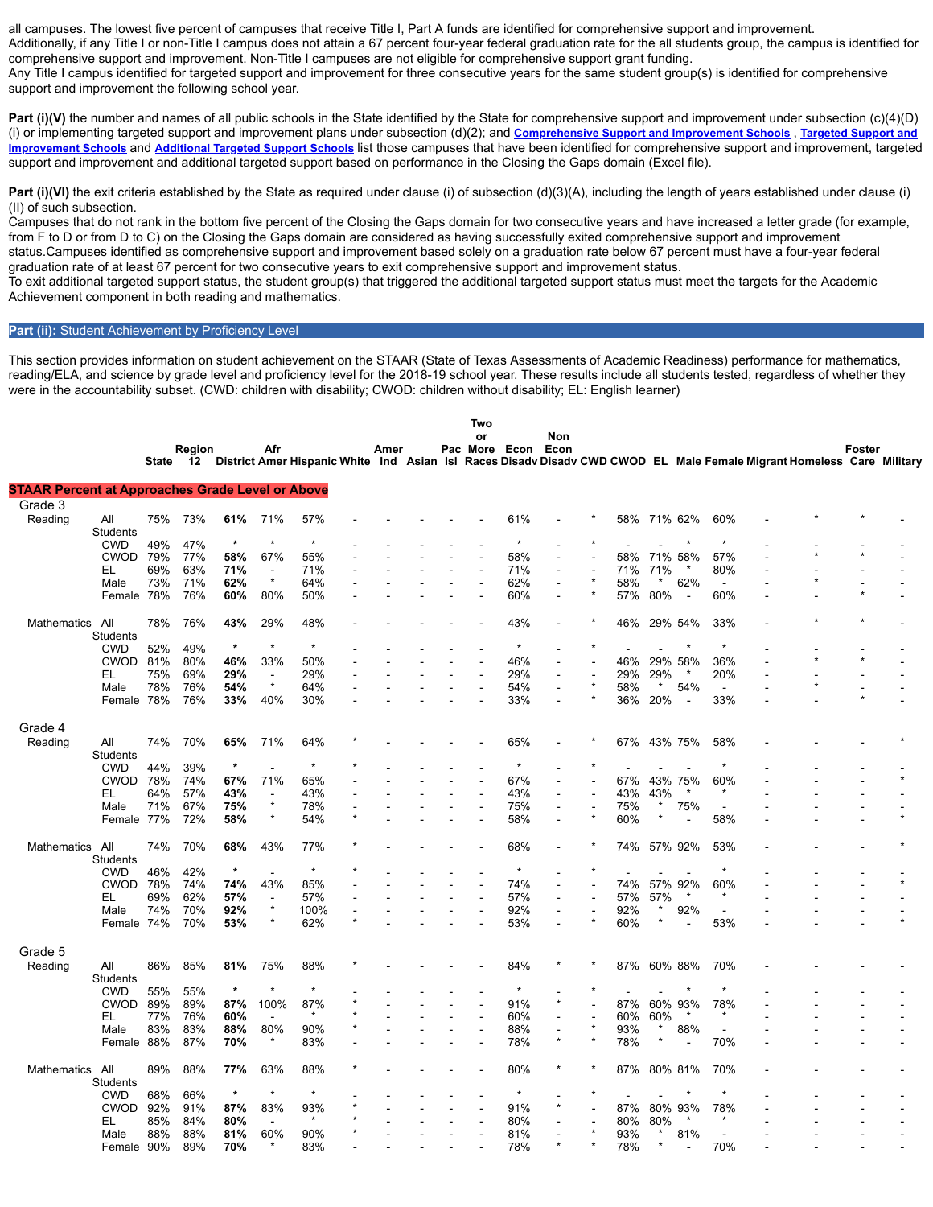all campuses. The lowest five percent of campuses that receive Title I, Part A funds are identified for comprehensive support and improvement. Additionally, if any Title I or non-Title I campus does not attain a 67 percent four-year federal graduation rate for the all students group, the campus is identified for comprehensive support and improvement. Non-Title I campuses are not eligible for comprehensive support grant funding.
Any Title I campus identified for targeted support and improvement for three consecutive years for the same student group(s) is identified for comprehensive support and improvement the following school year.

**Part (i)(V)** the number and names of all public schools in the State identified by the State for comprehensive support and improvement under subsection (c)(4)(D)(i) or implementing targeted support and improvement plans under subsection (d)(2); and **Comprehensive Support and Improvement Schools**, **Targeted Support and Improvement Schools** and **Additional Targeted Support Schools** list those campuses that have been identified for comprehensive support and improvement, targeted support and improvement and additional targeted support based on performance in the Closing the Gaps domain (Excel file).

**Part (i)(VI)** the exit criteria established by the State as required under clause (i) of subsection (d)(3)(A), including the length of years established under clause (i)(II) of such subsection.
Campuses that do not rank in the bottom five percent of the Closing the Gaps domain for two consecutive years and have increased a letter grade (for example, from F to D or from D to C) on the Closing the Gaps domain are considered as having successfully exited comprehensive support and improvement status.Campuses identified as comprehensive support and improvement based solely on a graduation rate below 67 percent must have a four-year federal graduation rate of at least 67 percent for two consecutive years to exit comprehensive support and improvement status.
To exit additional targeted support status, the student group(s) that triggered the additional targeted support status must meet the targets for the Academic Achievement component in both reading and mathematics.

## Part (ii): Student Achievement by Proficiency Level

This section provides information on student achievement on the STAAR (State of Texas Assessments of Academic Readiness) performance for mathematics, reading/ELA, and science by grade level and proficiency level for the 2018-19 school year. These results include all students tested, regardless of whether they were in the accountability subset. (CWD: children with disability; CWOD: children without disability; EL: English learner)

| | | State | Region 12 | District | Afr Amer | Hispanic | White | Amer Ind | Asian | Pac Isl | Two or More Races | Econ Disadv | Non Econ Disadv | CWD | CWOD | EL | Male | Female | Migrant | Homeless | Foster Care | Military |
|---|---|---|---|---|---|---|---|---|---|---|---|---|---|---|---|---|---|---|---|---|---|---|
| **STAAR Percent at Approaches Grade Level or Above** | | | | | | | | | | | | | | | | | | | | | | |
| Grade 3 | | | | | | | | | | | | | | | | | | | | | | |
| Reading | All Students | 75% | 73% | **61%** | 71% | 57% | - | - | - | - | - | 61% | - | * | 58% | 71% | 62% | 60% | - | * | * | - |
| | CWD | 49% | 47% | ***** | * | * | - | - | - | - | - | * | - | * | - | - | * | * | - | - | - | - |
| | CWOD | 79% | 77% | **58%** | 67% | 55% | - | - | - | - | - | 58% | - | - | 58% | 71% | 58% | 57% | - | * | * | - |
| | EL | 69% | 63% | **71%** | - | 71% | - | - | - | - | - | 71% | - | - | 71% | 71% | * | 80% | - | - | - | - |
| | Male | 73% | 71% | **62%** | * | 64% | - | - | - | - | - | 62% | - | * | 58% | * | 62% | - | - | * | - | - |
| | Female | 78% | 76% | **60%** | 80% | 50% | - | - | - | - | - | 60% | - | * | 57% | 80% | - | 60% | - | - | * | - |
| Mathematics | All Students | 78% | 76% | **43%** | 29% | 48% | - | - | - | - | - | 43% | - | * | 46% | 29% | 54% | 33% | - | * | * | - |
| | CWD | 52% | 49% | ***** | * | * | - | - | - | - | - | * | - | * | - | - | * | * | - | - | - | - |
| | CWOD | 81% | 80% | **46%** | 33% | 50% | - | - | - | - | - | 46% | - | - | 46% | 29% | 58% | 36% | - | * | * | - |
| | EL | 75% | 69% | **29%** | - | 29% | - | - | - | - | - | 29% | - | - | 29% | 29% | * | 20% | - | - | - | - |
| | Male | 78% | 76% | **54%** | * | 64% | - | - | - | - | - | 54% | - | * | 58% | * | 54% | - | - | * | - | - |
| | Female | 78% | 76% | **33%** | 40% | 30% | - | - | - | - | - | 33% | - | * | 36% | 20% | - | 33% | - | - | * | - |
| Grade 4 | | | | | | | | | | | | | | | | | | | | | | |
| Reading | All Students | 74% | 70% | **65%** | 71% | 64% | * | - | - | - | - | 65% | - | * | 67% | 43% | 75% | 58% | - | - | - | * |
| | CWD | 44% | 39% | ***** | - | * | * | - | - | - | - | * | - | * | - | - | - | * | - | - | - | - |
| | CWOD | 78% | 74% | **67%** | 71% | 65% | - | - | - | - | - | 67% | - | - | 67% | 43% | 75% | 60% | - | - | - | * |
| | EL | 64% | 57% | **43%** | - | 43% | - | - | - | - | - | 43% | - | - | 43% | 43% | * | * | - | - | - | - |
| | Male | 71% | 67% | **75%** | * | 78% | - | - | - | - | - | 75% | - | - | 75% | * | 75% | - | - | - | - | - |
| | Female | 77% | 72% | **58%** | * | 54% | * | - | - | - | - | 58% | - | * | 60% | * | - | 58% | - | - | - | * |
| Mathematics | All Students | 74% | 70% | **68%** | 43% | 77% | * | - | - | - | - | 68% | - | * | 74% | 57% | 92% | 53% | - | - | - | * |
| | CWD | 46% | 42% | ***** | - | * | * | - | - | - | - | * | - | * | - | - | - | * | - | - | - | - |
| | CWOD | 78% | 74% | **74%** | 43% | 85% | - | - | - | - | - | 74% | - | - | 74% | 57% | 92% | 60% | - | - | - | * |
| | EL | 69% | 62% | **57%** | - | 57% | - | - | - | - | - | 57% | - | - | 57% | 57% | * | * | - | - | - | - |
| | Male | 74% | 70% | **92%** | * | 100% | - | - | - | - | - | 92% | - | - | 92% | * | 92% | - | - | - | - | - |
| | Female | 74% | 70% | **53%** | * | 62% | * | - | - | - | - | 53% | - | * | 60% | * | - | 53% | - | - | - | * |
| Grade 5 | | | | | | | | | | | | | | | | | | | | | | |
| Reading | All Students | 86% | 85% | **81%** | 75% | 88% | * | - | - | - | - | 84% | * | * | 87% | 60% | 88% | 70% | - | - | - | - |
| | CWD | 55% | 55% | ***** | * | * | - | - | - | - | - | * | - | * | - | - | * | * | - | - | - | - |
| | CWOD | 89% | 89% | **87%** | 100% | 87% | * | - | - | - | - | 91% | * | - | 87% | 60% | 93% | 78% | - | - | - | - |
| | EL | 77% | 76% | **60%** | - | * | * | - | - | - | - | 60% | - | - | 60% | 60% | * | * | - | - | - | - |
| | Male | 83% | 83% | **88%** | 80% | 90% | * | - | - | - | - | 88% | - | * | 93% | * | 88% | - | - | - | - | - |
| | Female | 88% | 87% | **70%** | * | 83% | - | - | - | - | - | 78% | * | * | 78% | * | - | 70% | - | - | - | - |
| Mathematics | All Students | 89% | 88% | **77%** | 63% | 88% | * | - | - | - | - | 80% | * | * | 87% | 80% | 81% | 70% | - | - | - | - |
| | CWD | 68% | 66% | ***** | * | * | - | - | - | - | - | * | - | * | - | - | * | * | - | - | - | - |
| | CWOD | 92% | 91% | **87%** | 83% | 93% | * | - | - | - | - | 91% | * | - | 87% | 80% | 93% | 78% | - | - | - | - |
| | EL | 85% | 84% | **80%** | - | * | * | - | - | - | - | 80% | - | - | 80% | 80% | * | * | - | - | - | - |
| | Male | 88% | 88% | **81%** | 60% | 90% | * | - | - | - | - | 81% | - | * | 93% | * | 81% | - | - | - | - | - |
| | Female | 90% | 89% | **70%** | * | 83% | - | - | - | - | - | 78% | * | * | 78% | * | - | 70% | - | - | - | - |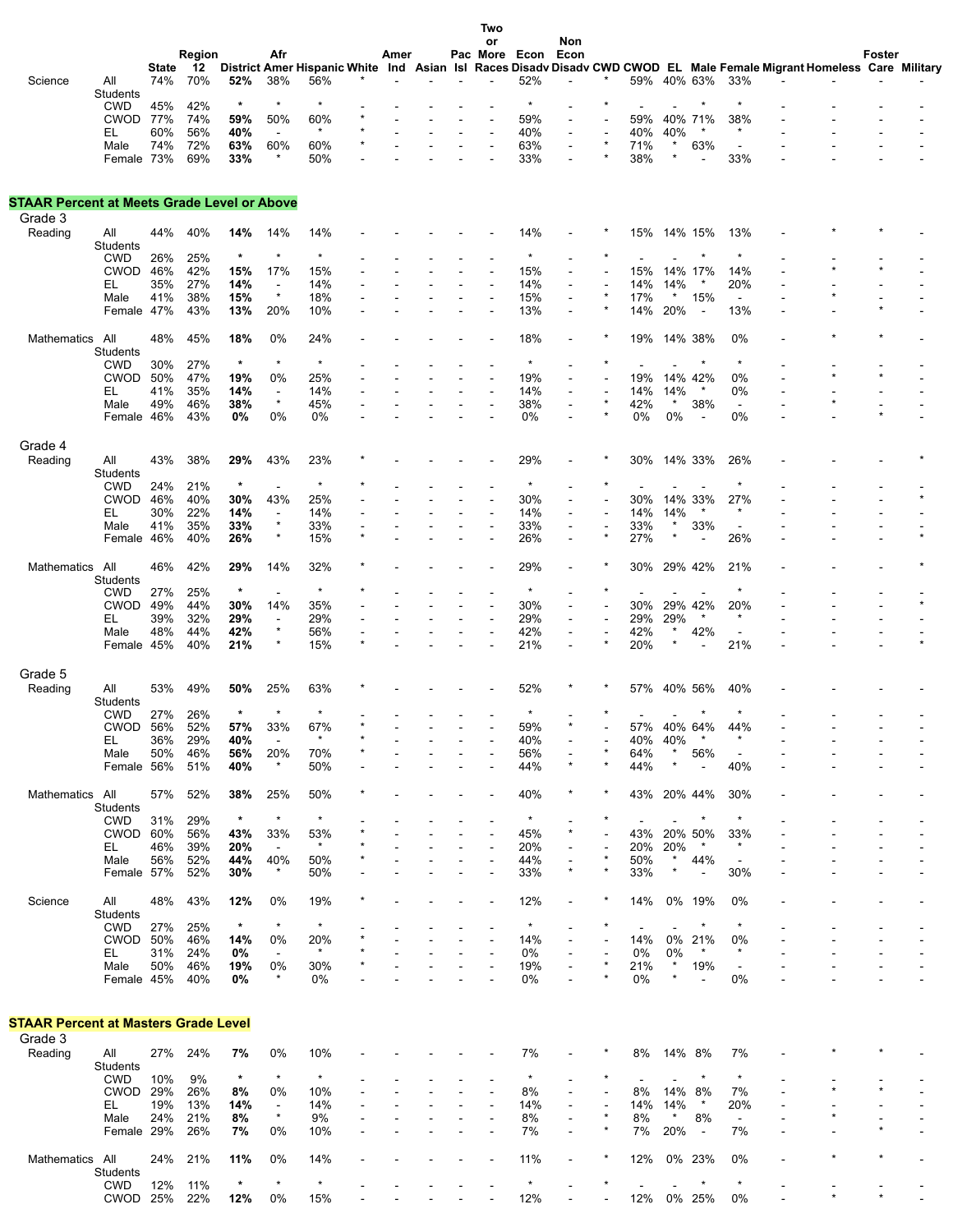| | | State | Region 12 | District | Afr Amer | Hispanic | White | Amer Ind | Asian | Pac Isl | Two or More Races | Econ Disadv | Non Econ Disadv | CWD | CWOD | EL | Male | Female | Migrant | Homeless | Foster Care | Military |
|---|---|---|---|---|---|---|---|---|---|---|---|---|---|---|---|---|---|---|---|---|---|---|
| Science | All Students | 74% | 70% | **52%** | 38% | 56% | * | - | - | - | - | 52% | - | * | 59% | 40% | 63% | 33% | - | - | - | - |
| | CWD | 45% | 42% | ***** | * | * | - | - | - | - | - | * | - | * | - | - | * | * | - | - | - | - |
| | CWOD | 77% | 74% | **59%** | 50% | 60% | * | - | - | - | - | 59% | - | - | 59% | 40% | 71% | 38% | - | - | - | - |
| | EL | 60% | 56% | **40%** | - | * | * | - | - | - | - | 40% | - | - | 40% | 40% | * | * | - | - | - | - |
| | Male | 74% | 72% | **63%** | 60% | 60% | * | - | - | - | - | 63% | - | * | 71% | * | 63% | - | - | - | - | - |
| | Female | 73% | 69% | **33%** | * | 50% | - | - | - | - | - | 33% | - | * | 38% | * | - | 33% | - | - | - | - |

## STAAR Percent at Meets Grade Level or Above

### Grade 3

| | | State | Region 12 | District | Afr Amer | Hispanic | White | Amer Ind | Asian | Pac Isl | Two or More Races | Econ Disadv | Non Econ Disadv | CWD | CWOD | EL | Male | Female | Migrant | Homeless | Foster Care | Military |
|---|---|---|---|---|---|---|---|---|---|---|---|---|---|---|---|---|---|---|---|---|---|---|
| Reading | All Students | 44% | 40% | **14%** | 14% | 14% | - | - | - | - | - | 14% | - | * | 15% | 14% | 15% | 13% | - | * | * | - |
| | CWD | 26% | 25% | ***** | * | * | - | - | - | - | - | * | - | * | - | - | * | * | - | - | - | - |
| | CWOD | 46% | 42% | **15%** | 17% | 15% | - | - | - | - | - | 15% | - | - | 15% | 14% | 17% | 14% | - | * | * | - |
| | EL | 35% | 27% | **14%** | - | 14% | - | - | - | - | - | 14% | - | - | 14% | 14% | * | 20% | - | - | - | - |
| | Male | 41% | 38% | **15%** | * | 18% | - | - | - | - | - | 15% | - | * | 17% | * | 15% | - | - | * | - | - |
| | Female | 47% | 43% | **13%** | 20% | 10% | - | - | - | - | - | 13% | - | * | 14% | 20% | - | 13% | - | - | * | - |
| Mathematics | All Students | 48% | 45% | **18%** | 0% | 24% | - | - | - | - | - | 18% | - | * | 19% | 14% | 38% | 0% | - | * | * | - |
| | CWD | 30% | 27% | ***** | * | * | - | - | - | - | - | * | - | * | - | - | * | * | - | - | - | - |
| | CWOD | 50% | 47% | **19%** | 0% | 25% | - | - | - | - | - | 19% | - | - | 19% | 14% | 42% | 0% | - | * | * | - |
| | EL | 41% | 35% | **14%** | - | 14% | - | - | - | - | - | 14% | - | - | 14% | 14% | * | 0% | - | - | - | - |
| | Male | 49% | 46% | **38%** | * | 45% | - | - | - | - | - | 38% | - | * | 42% | * | 38% | - | - | * | - | - |
| | Female | 46% | 43% | **0%** | 0% | 0% | - | - | - | - | - | 0% | - | * | 0% | 0% | - | 0% | - | - | * | - |

### Grade 4

| | | State | Region 12 | District | Afr Amer | Hispanic | White | Amer Ind | Asian | Pac Isl | Two or More Races | Econ Disadv | Non Econ Disadv | CWD | CWOD | EL | Male | Female | Migrant | Homeless | Foster Care | Military |
|---|---|---|---|---|---|---|---|---|---|---|---|---|---|---|---|---|---|---|---|---|---|---|
| Reading | All Students | 43% | 38% | **29%** | 43% | 23% | * | - | - | - | - | 29% | - | * | 30% | 14% | 33% | 26% | - | - | - | * |
| | CWD | 24% | 21% | ***** | - | * | * | - | - | - | - | * | - | * | - | - | - | * | - | - | - | - |
| | CWOD | 46% | 40% | **30%** | 43% | 25% | - | - | - | - | - | 30% | - | - | 30% | 14% | 33% | 27% | - | - | - | * |
| | EL | 30% | 22% | **14%** | - | 14% | - | - | - | - | - | 14% | - | - | 14% | 14% | * | * | - | - | - | - |
| | Male | 41% | 35% | **33%** | * | 33% | - | - | - | - | - | 33% | - | - | 33% | * | 33% | - | - | - | - | - |
| | Female | 46% | 40% | **26%** | * | 15% | * | - | - | - | - | 26% | - | * | 27% | * | - | 26% | - | - | - | * |
| Mathematics | All Students | 46% | 42% | **29%** | 14% | 32% | * | - | - | - | - | 29% | - | * | 30% | 29% | 42% | 21% | - | - | - | * |
| | CWD | 27% | 25% | ***** | - | * | * | - | - | - | - | * | - | * | - | - | - | * | - | - | - | - |
| | CWOD | 49% | 44% | **30%** | 14% | 35% | - | - | - | - | - | 30% | - | - | 30% | 29% | 42% | 20% | - | - | - | * |
| | EL | 39% | 32% | **29%** | - | 29% | - | - | - | - | - | 29% | - | - | 29% | 29% | * | * | - | - | - | - |
| | Male | 48% | 44% | **42%** | * | 56% | - | - | - | - | - | 42% | - | - | 42% | * | 42% | - | - | - | - | - |
| | Female | 45% | 40% | **21%** | * | 15% | * | - | - | - | - | 21% | - | * | 20% | * | - | 21% | - | - | - | * |

### Grade 5

| | | State | Region 12 | District | Afr Amer | Hispanic | White | Amer Ind | Asian | Pac Isl | Two or More Races | Econ Disadv | Non Econ Disadv | CWD | CWOD | EL | Male | Female | Migrant | Homeless | Foster Care | Military |
|---|---|---|---|---|---|---|---|---|---|---|---|---|---|---|---|---|---|---|---|---|---|---|
| Reading | All Students | 53% | 49% | **50%** | 25% | 63% | * | - | - | - | - | 52% | * | * | 57% | 40% | 56% | 40% | - | - | - | - |
| | CWD | 27% | 26% | ***** | * | * | - | - | - | - | - | * | - | * | - | - | * | * | - | - | - | - |
| | CWOD | 56% | 52% | **57%** | 33% | 67% | * | - | - | - | - | 59% | * | - | 57% | 40% | 64% | 44% | - | - | - | - |
| | EL | 36% | 29% | **40%** | - | * | * | - | - | - | - | 40% | - | - | 40% | 40% | * | * | - | - | - | - |
| | Male | 50% | 46% | **56%** | 20% | 70% | * | - | - | - | - | 56% | - | * | 64% | * | 56% | - | - | - | - | - |
| | Female | 56% | 51% | **40%** | * | 50% | - | - | - | - | - | 44% | * | * | 44% | * | - | 40% | - | - | - | - |
| Mathematics | All Students | 57% | 52% | **38%** | 25% | 50% | * | - | - | - | - | 40% | * | * | 43% | 20% | 44% | 30% | - | - | - | - |
| | CWD | 31% | 29% | ***** | * | * | - | - | - | - | - | * | - | * | - | - | * | * | - | - | - | - |
| | CWOD | 60% | 56% | **43%** | 33% | 53% | * | - | - | - | - | 45% | * | - | 43% | 20% | 50% | 33% | - | - | - | - |
| | EL | 46% | 39% | **20%** | - | * | * | - | - | - | - | 20% | - | - | 20% | 20% | * | * | - | - | - | - |
| | Male | 56% | 52% | **44%** | 40% | 50% | * | - | - | - | - | 44% | - | * | 50% | * | 44% | - | - | - | - | - |
| | Female | 57% | 52% | **30%** | * | 50% | - | - | - | - | - | 33% | * | * | 33% | * | - | 30% | - | - | - | - |
| Science | All Students | 48% | 43% | **12%** | 0% | 19% | * | - | - | - | - | 12% | - | * | 14% | 0% | 19% | 0% | - | - | - | - |
| | CWD | 27% | 25% | ***** | * | * | - | - | - | - | - | * | - | * | - | - | * | * | - | - | - | - |
| | CWOD | 50% | 46% | **14%** | 0% | 20% | * | - | - | - | - | 14% | - | - | 14% | 0% | 21% | 0% | - | - | - | - |
| | EL | 31% | 24% | **0%** | - | * | * | - | - | - | - | 0% | - | - | 0% | 0% | * | * | - | - | - | - |
| | Male | 50% | 46% | **19%** | 0% | 30% | * | - | - | - | - | 19% | - | * | 21% | * | 19% | - | - | - | - | - |
| | Female | 45% | 40% | **0%** | * | 0% | - | - | - | - | - | 0% | - | * | 0% | * | - | 0% | - | - | - | - |

## STAAR Percent at Masters Grade Level

### Grade 3

| | | State | Region 12 | District | Afr Amer | Hispanic | White | Amer Ind | Asian | Pac Isl | Two or More Races | Econ Disadv | Non Econ Disadv | CWD | CWOD | EL | Male | Female | Migrant | Homeless | Foster Care | Military |
|---|---|---|---|---|---|---|---|---|---|---|---|---|---|---|---|---|---|---|---|---|---|---|
| Reading | All Students | 27% | 24% | **7%** | 0% | 10% | - | - | - | - | - | 7% | - | * | 8% | 14% | 8% | 7% | - | * | * | - |
| | CWD | 10% | 9% | ***** | * | * | - | - | - | - | - | * | - | * | - | - | * | * | - | - | - | - |
| | CWOD | 29% | 26% | **8%** | 0% | 10% | - | - | - | - | - | 8% | - | - | 8% | 14% | 8% | 7% | - | * | * | - |
| | EL | 19% | 13% | **14%** | - | 14% | - | - | - | - | - | 14% | - | - | 14% | 14% | * | 20% | - | - | - | - |
| | Male | 24% | 21% | **8%** | * | 9% | - | - | - | - | - | 8% | - | * | 8% | * | 8% | - | - | * | - | - |
| | Female | 29% | 26% | **7%** | 0% | 10% | - | - | - | - | - | 7% | - | * | 7% | 20% | - | 7% | - | - | * | - |
| Mathematics | All Students | 24% | 21% | **11%** | 0% | 14% | - | - | - | - | - | 11% | - | * | 12% | 0% | 23% | 0% | - | * | * | - |
| | CWD | 12% | 11% | ***** | * | * | - | - | - | - | - | * | - | * | - | - | * | * | - | - | - | - |
| | CWOD | 25% | 22% | **12%** | 0% | 15% | - | - | - | - | - | 12% | - | - | 12% | 0% | 25% | 0% | - | * | * | - |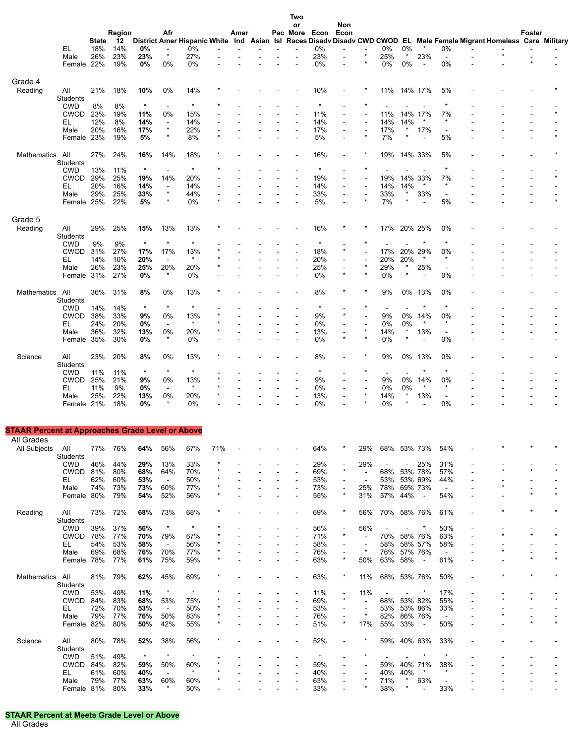| | | State | Region 12 | District | Afr Amer | Hispanic | White | Amer Ind | Asian | Pac Isl | Two or More Races | Econ Disadv | Non Econ Disadv | CWD | CWOD | EL | Male | Female | Migrant | Homeless | Foster Care | Military |
|---|---|---|---|---|---|---|---|---|---|---|---|---|---|---|---|---|---|---|---|---|---|---|
| | EL | 18% | 14% | **0%** | - | 0% | - | - | - | - | - | 0% | - | - | 0% | 0% | * | 0% | - | - | - | - |
| | Male | 26% | 23% | **23%** | * | 27% | - | - | - | - | - | 23% | - | * | 25% | * | 23% | - | - | * | - | - |
| | Female | 22% | 19% | **0%** | 0% | 0% | - | - | - | - | - | 0% | - | * | 0% | 0% | - | 0% | - | - | * | - |
| **Grade 4** | | | | | | | | | | | | | | | | | | | | | | |
| Reading | All Students | 21% | 18% | **10%** | 0% | 14% | * | - | - | - | - | 10% | - | * | 11% | 14% | 17% | 5% | - | - | - | * |
| | CWD | 8% | 8% | ***** | - | * | * | - | - | - | - | * | - | * | - | - | - | * | - | - | - | - |
| | CWOD | 23% | 19% | **11%** | 0% | 15% | - | - | - | - | - | 11% | - | - | 11% | 14% | 17% | 7% | - | - | - | * |
| | EL | 12% | 8% | **14%** | - | 14% | - | - | - | - | - | 14% | - | - | 14% | 14% | * | * | - | - | - | - |
| | Male | 20% | 16% | **17%** | * | 22% | - | - | - | - | - | 17% | - | - | 17% | * | 17% | - | - | - | - | - |
| | Female | 23% | 19% | **5%** | * | 8% | * | - | - | - | - | 5% | - | * | 7% | * | - | 5% | - | - | - | * |
| Mathematics | All Students | 27% | 24% | **16%** | 14% | 18% | * | - | - | - | - | 16% | - | * | 19% | 14% | 33% | 5% | - | - | - | * |
| | CWD | 13% | 11% | ***** | - | * | * | - | - | - | - | * | - | * | - | - | - | * | - | - | - | - |
| | CWOD | 29% | 25% | **19%** | 14% | 20% | - | - | - | - | - | 19% | - | - | 19% | 14% | 33% | 7% | - | - | - | * |
| | EL | 20% | 16% | **14%** | - | 14% | - | - | - | - | - | 14% | - | - | 14% | 14% | * | * | - | - | - | - |
| | Male | 29% | 25% | **33%** | * | 44% | - | - | - | - | - | 33% | - | - | 33% | * | 33% | - | - | - | - | - |
| | Female | 25% | 22% | **5%** | * | 0% | * | - | - | - | - | 5% | - | * | 7% | * | - | 5% | - | - | - | * |
| **Grade 5** | | | | | | | | | | | | | | | | | | | | | | |
| Reading | All Students | 29% | 25% | **15%** | 13% | 13% | * | - | - | - | - | 16% | * | * | 17% | 20% | 25% | 0% | - | - | - | - |
| | CWD | 9% | 9% | ***** | * | * | - | - | - | - | - | * | - | * | - | - | * | * | - | - | - | - |
| | CWOD | 31% | 27% | **17%** | 17% | 13% | * | - | - | - | - | 18% | * | - | 17% | 20% | 29% | 0% | - | - | - | - |
| | EL | 14% | 10% | **20%** | - | * | * | - | - | - | - | 20% | - | - | 20% | 20% | * | * | - | - | - | - |
| | Male | 26% | 23% | **25%** | 20% | 20% | * | - | - | - | - | 25% | - | * | 29% | * | 25% | - | - | - | - | - |
| | Female | 31% | 27% | **0%** | * | 0% | - | - | - | - | - | 0% | * | * | 0% | * | - | 0% | - | - | - | - |
| Mathematics | All Students | 36% | 31% | **8%** | 0% | 13% | * | - | - | - | - | 8% | * | * | 9% | 0% | 13% | 0% | - | - | - | - |
| | CWD | 14% | 14% | ***** | * | * | - | - | - | - | - | * | - | * | - | - | * | * | - | - | - | - |
| | CWOD | 38% | 33% | **9%** | 0% | 13% | * | - | - | - | - | 9% | * | - | 9% | 0% | 14% | 0% | - | - | - | - |
| | EL | 24% | 20% | **0%** | - | * | * | - | - | - | - | 0% | - | - | 0% | 0% | * | * | - | - | - | - |
| | Male | 36% | 32% | **13%** | 0% | 20% | * | - | - | - | - | 13% | - | * | 14% | * | 13% | - | - | - | - | - |
| | Female | 35% | 30% | **0%** | * | 0% | - | - | - | - | - | 0% | * | * | 0% | * | - | 0% | - | - | - | - |
| Science | All Students | 23% | 20% | **8%** | 0% | 13% | * | - | - | - | - | 8% | - | * | 9% | 0% | 13% | 0% | - | - | - | - |
| | CWD | 11% | 11% | ***** | * | * | - | - | - | - | - | * | - | * | - | - | * | * | - | - | - | - |
| | CWOD | 25% | 21% | **9%** | 0% | 13% | * | - | - | - | - | 9% | - | - | 9% | 0% | 14% | 0% | - | - | - | - |
| | EL | 11% | 9% | **0%** | - | * | * | - | - | - | - | 0% | - | - | 0% | 0% | * | * | - | - | - | - |
| | Male | 25% | 22% | **13%** | 0% | 20% | * | - | - | - | - | 13% | - | * | 14% | * | 13% | - | - | - | - | - |
| | Female | 21% | 18% | **0%** | * | 0% | - | - | - | - | - | 0% | - | * | 0% | * | - | 0% | - | - | - | - |

**STAAR Percent at Approaches Grade Level or Above**

All Grades

| | | State | Region 12 | District | Afr Amer | Hispanic | White | Amer Ind | Asian | Pac Isl | Two or More Races | Econ Disadv | Non Econ Disadv | CWD | CWOD | EL | Male | Female | Migrant | Homeless | Foster Care | Military |
|---|---|---|---|---|---|---|---|---|---|---|---|---|---|---|---|---|---|---|---|---|---|---|
| All Subjects | All Students | 77% | 76% | **64%** | 56% | 67% | 71% | - | - | - | - | 64% | * | 29% | 68% | 53% | 73% | 54% | - | * | * | * |
| | CWD | 46% | 44% | **29%** | 13% | 33% | * | - | - | - | - | 29% | - | 29% | - | - | 25% | 31% | - | - | - | - |
| | CWOD | 81% | 80% | **68%** | 64% | 70% | * | - | - | - | - | 69% | * | - | 68% | 53% | 78% | 57% | - | * | * | * |
| | EL | 62% | 60% | **53%** | - | 50% | * | - | - | - | - | 53% | - | - | 53% | 53% | 69% | 44% | - | - | - | - |
| | Male | 74% | 73% | **73%** | 60% | 77% | * | - | - | - | - | 73% | - | 25% | 78% | 69% | 73% | - | - | * | - | - |
| | Female | 80% | 79% | **54%** | 52% | 56% | * | - | - | - | - | 55% | * | 31% | 57% | 44% | - | 54% | - | - | * | * |
| Reading | All Students | 73% | 72% | **68%** | 73% | 68% | * | - | - | - | - | 69% | * | 56% | 70% | 58% | 76% | 61% | - | * | * | * |
| | CWD | 39% | 37% | **56%** | * | * | * | - | - | - | - | 56% | - | 56% | - | - | * | 50% | - | - | - | - |
| | CWOD | 78% | 77% | **70%** | 79% | 67% | * | - | - | - | - | 71% | * | - | 70% | 58% | 76% | 63% | - | * | * | * |
| | EL | 54% | 53% | **58%** | - | 56% | * | - | - | - | - | 58% | - | - | 58% | 58% | 57% | 58% | - | - | - | - |
| | Male | 69% | 68% | **76%** | 70% | 77% | * | - | - | - | - | 76% | - | * | 76% | 57% | 76% | - | - | * | - | - |
| | Female | 78% | 77% | **61%** | 75% | 59% | * | - | - | - | - | 63% | * | 50% | 63% | 58% | - | 61% | - | - | * | * |
| Mathematics | All Students | 81% | 79% | **62%** | 45% | 69% | * | - | - | - | - | 63% | * | 11% | 68% | 53% | 76% | 50% | - | * | * | * |
| | CWD | 53% | 49% | **11%** | * | * | * | - | - | - | - | 11% | - | 11% | - | - | * | 17% | - | - | - | - |
| | CWOD | 84% | 83% | **68%** | 53% | 75% | * | - | - | - | - | 69% | * | - | 68% | 53% | 82% | 55% | - | * | * | * |
| | EL | 72% | 70% | **53%** | - | 50% | * | - | - | - | - | 53% | - | - | 53% | 53% | 86% | 33% | - | - | - | - |
| | Male | 79% | 77% | **76%** | 50% | 83% | * | - | - | - | - | 76% | - | * | 82% | 86% | 76% | - | - | * | - | - |
| | Female | 82% | 80% | **50%** | 42% | 55% | * | - | - | - | - | 51% | * | 17% | 55% | 33% | - | 50% | - | - | * | * |
| Science | All Students | 80% | 78% | **52%** | 38% | 56% | * | - | - | - | - | 52% | - | * | 59% | 40% | 63% | 33% | - | - | - | - |
| | CWD | 51% | 49% | ***** | * | * | - | - | - | - | - | * | - | * | - | - | * | * | - | - | - | - |
| | CWOD | 84% | 82% | **59%** | 50% | 60% | * | - | - | - | - | 59% | - | - | 59% | 40% | 71% | 38% | - | - | - | - |
| | EL | 61% | 60% | **40%** | - | * | * | - | - | - | - | 40% | - | - | 40% | 40% | * | * | - | - | - | - |
| | Male | 79% | 77% | **63%** | 60% | 60% | * | - | - | - | - | 63% | - | * | 71% | * | 63% | - | - | - | - | - |
| | Female | 81% | 80% | **33%** | * | 50% | - | - | - | - | - | 33% | - | * | 38% | * | - | 33% | - | - | - | - |

**STAAR Percent at Meets Grade Level or Above**

All Grades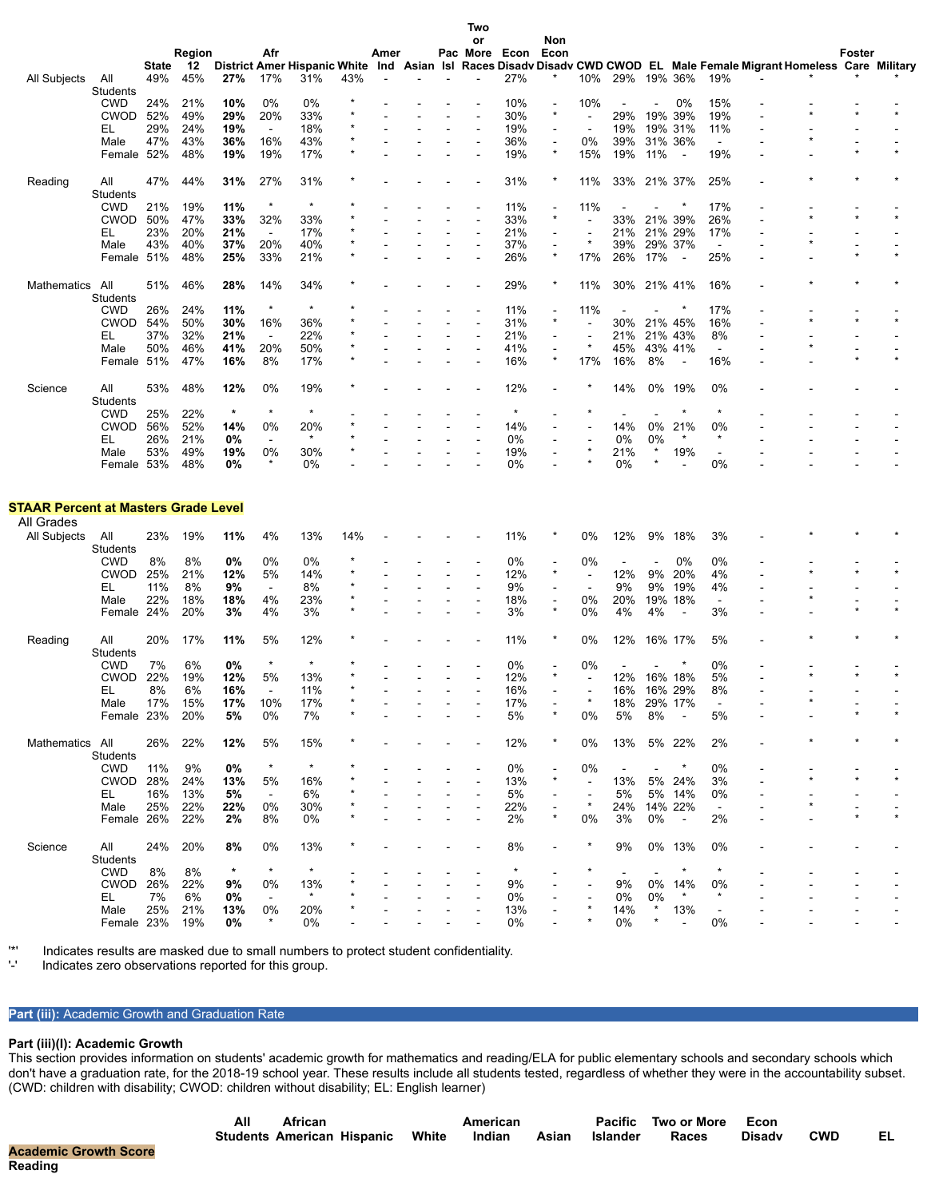| | | State | Region 12 | District | Afr Amer | Hispanic | White | Amer Ind | Asian | Pac Isl | Two or More Races | Econ Disadv | Non Econ Disadv | CWD | CWOD | EL | Male | Female | Migrant | Homeless | Foster Care | Military |
|---|---|---|---|---|---|---|---|---|---|---|---|---|---|---|---|---|---|---|---|---|---|---|
| All Subjects | All Students | 49% | 45% | **27%** | 17% | 31% | 43% | - | - | - | - | 27% | * | 10% | 29% | 19% | 36% | 19% | - | * | * | * |
| | CWD | 24% | 21% | **10%** | 0% | 0% | * | - | - | - | - | 10% | - | 10% | - | - | 0% | 15% | - | - | - | - |
| | CWOD | 52% | 49% | **29%** | 20% | 33% | * | - | - | - | - | 30% | * | - | 29% | 19% | 39% | 19% | - | * | * | * |
| | EL | 29% | 24% | **19%** | - | 18% | * | - | - | - | - | 19% | - | - | 19% | 19% | 31% | 11% | - | - | - | - |
| | Male | 47% | 43% | **36%** | 16% | 43% | * | - | - | - | - | 36% | - | 0% | 39% | 31% | 36% | - | - | * | - | - |
| | Female | 52% | 48% | **19%** | 19% | 17% | * | - | - | - | - | 19% | * | 15% | 19% | 11% | - | 19% | - | - | * | * |
| Reading | All Students | 47% | 44% | **31%** | 27% | 31% | * | - | - | - | - | 31% | * | 11% | 33% | 21% | 37% | 25% | - | * | * | * |
| | CWD | 21% | 19% | **11%** | * | * | * | - | - | - | - | 11% | - | 11% | - | - | * | 17% | - | - | - | - |
| | CWOD | 50% | 47% | **33%** | 32% | 33% | * | - | - | - | - | 33% | * | - | 33% | 21% | 39% | 26% | - | * | * | * |
| | EL | 23% | 20% | **21%** | - | 17% | * | - | - | - | - | 21% | - | - | 21% | 21% | 29% | 17% | - | - | - | - |
| | Male | 43% | 40% | **37%** | 20% | 40% | * | - | - | - | - | 37% | - | * | 39% | 29% | 37% | - | - | * | - | - |
| | Female | 51% | 48% | **25%** | 33% | 21% | * | - | - | - | - | 26% | * | 17% | 26% | 17% | - | 25% | - | - | * | * |
| Mathematics | All Students | 51% | 46% | **28%** | 14% | 34% | * | - | - | - | - | 29% | * | 11% | 30% | 21% | 41% | 16% | - | * | * | * |
| | CWD | 26% | 24% | **11%** | * | * | * | - | - | - | - | 11% | - | 11% | - | - | * | 17% | - | - | - | - |
| | CWOD | 54% | 50% | **30%** | 16% | 36% | * | - | - | - | - | 31% | * | - | 30% | 21% | 45% | 16% | - | * | * | * |
| | EL | 37% | 32% | **21%** | - | 22% | * | - | - | - | - | 21% | - | - | 21% | 21% | 43% | 8% | - | - | - | - |
| | Male | 50% | 46% | **41%** | 20% | 50% | * | - | - | - | - | 41% | - | * | 45% | 43% | 41% | - | - | * | - | - |
| | Female | 51% | 47% | **16%** | 8% | 17% | * | - | - | - | - | 16% | * | 17% | 16% | 8% | - | 16% | - | - | * | * |
| Science | All Students | 53% | 48% | **12%** | 0% | 19% | * | - | - | - | - | 12% | - | * | 14% | 0% | 19% | 0% | - | - | - | - |
| | CWD | 25% | 22% | ***** | * | * | - | - | - | - | - | * | - | * | - | - | * | * | - | - | - | - |
| | CWOD | 56% | 52% | **14%** | 0% | 20% | * | - | - | - | - | 14% | - | - | 14% | 0% | 21% | 0% | - | - | - | - |
| | EL | 26% | 21% | **0%** | - | * | * | - | - | - | - | 0% | - | - | 0% | 0% | * | * | - | - | - | - |
| | Male | 53% | 49% | **19%** | 0% | 30% | * | - | - | - | - | 19% | - | * | 21% | * | 19% | - | - | - | - | - |
| | Female | 53% | 48% | **0%** | * | 0% | - | - | - | - | - | 0% | - | * | 0% | * | - | 0% | - | - | - | - |

**STAAR Percent at Masters Grade Level**

All Grades

| | | State | Region 12 | District | Afr Amer | Hispanic | White | Amer Ind | Asian | Pac Isl | Two or More Races | Econ Disadv | Non Econ Disadv | CWD | CWOD | EL | Male | Female | Migrant | Homeless | Foster Care | Military |
|---|---|---|---|---|---|---|---|---|---|---|---|---|---|---|---|---|---|---|---|---|---|---|
| All Subjects | All Students | 23% | 19% | **11%** | 4% | 13% | 14% | - | - | - | - | 11% | * | 0% | 12% | 9% | 18% | 3% | - | * | * | * |
| | CWD | 8% | 8% | **0%** | 0% | 0% | * | - | - | - | - | 0% | - | 0% | - | - | 0% | 0% | - | - | - | - |
| | CWOD | 25% | 21% | **12%** | 5% | 14% | * | - | - | - | - | 12% | * | - | 12% | 9% | 20% | 4% | - | * | * | * |
| | EL | 11% | 8% | **9%** | - | 8% | * | - | - | - | - | 9% | - | - | 9% | 9% | 19% | 4% | - | - | - | - |
| | Male | 22% | 18% | **18%** | 4% | 23% | * | - | - | - | - | 18% | - | 0% | 20% | 19% | 18% | - | - | * | - | - |
| | Female | 24% | 20% | **3%** | 4% | 3% | * | - | - | - | - | 3% | * | 0% | 4% | 4% | - | 3% | - | - | * | * |
| Reading | All Students | 20% | 17% | **11%** | 5% | 12% | * | - | - | - | - | 11% | * | 0% | 12% | 16% | 17% | 5% | - | * | * | * |
| | CWD | 7% | 6% | **0%** | * | * | * | - | - | - | - | 0% | - | 0% | - | - | * | 0% | - | - | - | - |
| | CWOD | 22% | 19% | **12%** | 5% | 13% | * | - | - | - | - | 12% | * | - | 12% | 16% | 18% | 5% | - | * | * | * |
| | EL | 8% | 6% | **16%** | - | 11% | * | - | - | - | - | 16% | - | - | 16% | 16% | 29% | 8% | - | - | - | - |
| | Male | 17% | 15% | **17%** | 10% | 17% | * | - | - | - | - | 17% | - | * | 18% | 29% | 17% | - | - | * | - | - |
| | Female | 23% | 20% | **5%** | 0% | 7% | * | - | - | - | - | 5% | * | 0% | 5% | 8% | - | 5% | - | - | * | * |
| Mathematics | All Students | 26% | 22% | **12%** | 5% | 15% | * | - | - | - | - | 12% | * | 0% | 13% | 5% | 22% | 2% | - | * | * | * |
| | CWD | 11% | 9% | **0%** | * | * | * | - | - | - | - | 0% | - | 0% | - | - | * | 0% | - | - | - | - |
| | CWOD | 28% | 24% | **13%** | 5% | 16% | * | - | - | - | - | 13% | * | - | 13% | 5% | 24% | 3% | - | * | * | * |
| | EL | 16% | 13% | **5%** | - | 6% | * | - | - | - | - | 5% | - | - | 5% | 5% | 14% | 0% | - | - | - | - |
| | Male | 25% | 22% | **22%** | 0% | 30% | * | - | - | - | - | 22% | - | * | 24% | 14% | 22% | - | - | * | - | - |
| | Female | 26% | 22% | **2%** | 8% | 0% | * | - | - | - | - | 2% | * | 0% | 3% | 0% | - | 2% | - | - | * | * |
| Science | All Students | 24% | 20% | **8%** | 0% | 13% | * | - | - | - | - | 8% | - | * | 9% | 0% | 13% | 0% | - | - | - | - |
| | CWD | 8% | 8% | ***** | * | * | - | - | - | - | - | * | - | * | - | - | * | * | - | - | - | - |
| | CWOD | 26% | 22% | **9%** | 0% | 13% | * | - | - | - | - | 9% | - | - | 9% | 0% | 14% | 0% | - | - | - | - |
| | EL | 7% | 6% | **0%** | - | * | * | - | - | - | - | 0% | - | - | 0% | 0% | * | * | - | - | - | - |
| | Male | 25% | 21% | **13%** | 0% | 20% | * | - | - | - | - | 13% | - | * | 14% | * | 13% | - | - | - | - | - |
| | Female | 23% | 19% | **0%** | * | 0% | - | - | - | - | - | 0% | - | * | 0% | * | - | 0% | - | - | - | - |

'*' Indicates results are masked due to small numbers to protect student confidentiality.
'-' Indicates zero observations reported for this group.

## Part (iii): Academic Growth and Graduation Rate

### Part (iii)(I): Academic Growth

This section provides information on students' academic growth for mathematics and reading/ELA for public elementary schools and secondary schools which don't have a graduation rate, for the 2018-19 school year. These results include all students tested, regardless of whether they were in the accountability subset. (CWD: children with disability; CWOD: children without disability; EL: English learner)

| | All Students | African American | Hispanic | White | American Indian | Asian | Pacific Islander | Two or More Races | Econ Disadv | CWD | EL |
|---|---|---|---|---|---|---|---|---|---|---|---|
| **Academic Growth Score** | | | | | | | | | | | |
| **Reading** | | | | | | | | | | | |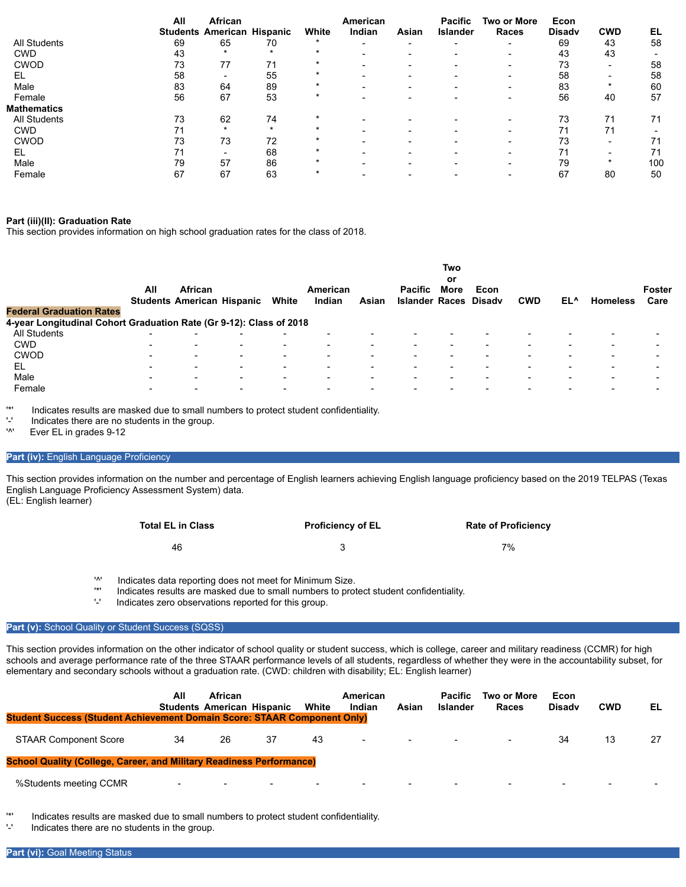| | All Students | African American | Hispanic | White | American Indian | Asian | Pacific Islander | Two or More Races | Econ Disadv | CWD | EL |
|---|---|---|---|---|---|---|---|---|---|---|---|
| All Students | 69 | 65 | 70 | * | - | - | - | - | 69 | 43 | 58 |
| CWD | 43 | * | * | * | - | - | - | - | 43 | 43 | - |
| CWOD | 73 | 77 | 71 | * | - | - | - | - | 73 | - | 58 |
| EL | 58 | - | 55 | * | - | - | - | - | 58 | - | 58 |
| Male | 83 | 64 | 89 | * | - | - | - | - | 83 | * | 60 |
| Female | 56 | 67 | 53 | * | - | - | - | - | 56 | 40 | 57 |
| **Mathematics** | | | | | | | | | | | |
| All Students | 73 | 62 | 74 | * | - | - | - | - | 73 | 71 | 71 |
| CWD | 71 | * | * | * | - | - | - | - | 71 | 71 | - |
| CWOD | 73 | 73 | 72 | * | - | - | - | - | 73 | - | 71 |
| EL | 71 | - | 68 | * | - | - | - | - | 71 | - | 71 |
| Male | 79 | 57 | 86 | * | - | - | - | - | 79 | * | 100 |
| Female | 67 | 67 | 63 | * | - | - | - | - | 67 | 80 | 50 |

**Part (iii)(II): Graduation Rate**

This section provides information on high school graduation rates for the class of 2018.

| **Federal Graduation Rates** | All Students | African American | Hispanic | White | American Indian | Asian | Pacific Islander | Two or More Races | Econ Disadv | CWD | EL^ | Homeless | Foster Care |
|---|---|---|---|---|---|---|---|---|---|---|---|---|---|
| **4-year Longitudinal Cohort Graduation Rate (Gr 9-12): Class of 2018** | | | | | | | | | | | | | |
| All Students | - | - | - | - | - | - | - | - | - | - | - | - | - |
| CWD | - | - | - | - | - | - | - | - | - | - | - | - | - |
| CWOD | - | - | - | - | - | - | - | - | - | - | - | - | - |
| EL | - | - | - | - | - | - | - | - | - | - | - | - | - |
| Male | - | - | - | - | - | - | - | - | - | - | - | - | - |
| Female | - | - | - | - | - | - | - | - | - | - | - | - | - |

'*' Indicates results are masked due to small numbers to protect student confidentiality.
'-' Indicates there are no students in the group.
'^' Ever EL in grades 9-12

**Part (iv):** English Language Proficiency

This section provides information on the number and percentage of English learners achieving English language proficiency based on the 2019 TELPAS (Texas English Language Proficiency Assessment System) data.
(EL: English learner)

| Total EL in Class | Proficiency of EL | Rate of Proficiency |
|---|---|---|
| 46 | 3 | 7% |

'^' Indicates data reporting does not meet for Minimum Size.
'*' Indicates results are masked due to small numbers to protect student confidentiality.
'-' Indicates zero observations reported for this group.

**Part (v):** School Quality or Student Success (SQSS)

This section provides information on the other indicator of school quality or student success, which is college, career and military readiness (CCMR) for high schools and average performance rate of the three STAAR performance levels of all students, regardless of whether they were in the accountability subset, for elementary and secondary schools without a graduation rate. (CWD: children with disability; EL: English learner)

| | All Students | African American | Hispanic | White | American Indian | Asian | Pacific Islander | Two or More Races | Econ Disadv | CWD | EL |
|---|---|---|---|---|---|---|---|---|---|---|---|
| **Student Success (Student Achievement Domain Score: STAAR Component Only)** | | | | | | | | | | | |
| STAAR Component Score | 34 | 26 | 37 | 43 | - | - | - | - | 34 | 13 | 27 |
| **School Quality (College, Career, and Military Readiness Performance)** | | | | | | | | | | | |
| %Students meeting CCMR | - | - | - | - | - | - | - | - | - | - | - |

'*' Indicates results are masked due to small numbers to protect student confidentiality.
'-' Indicates there are no students in the group.

**Part (vi):** Goal Meeting Status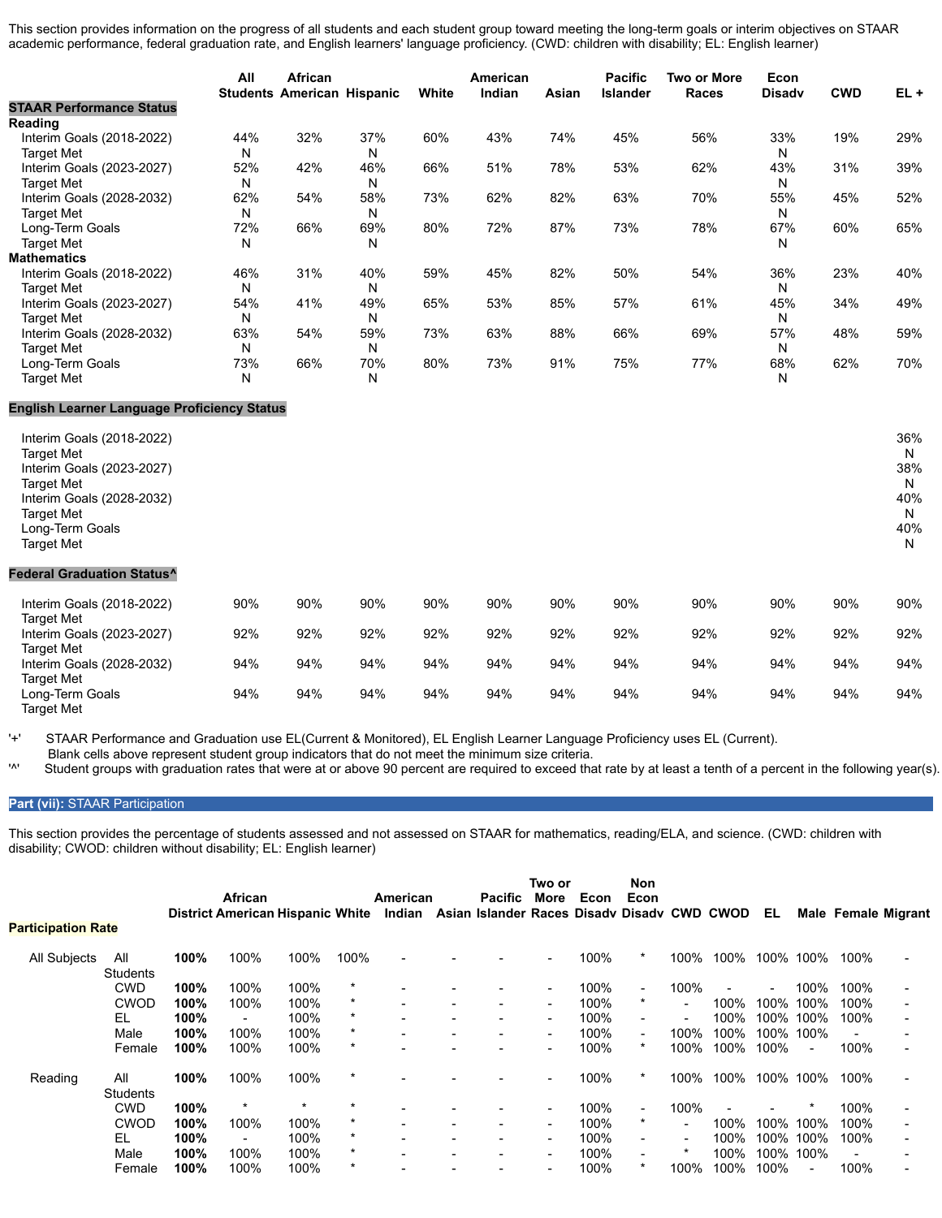This section provides information on the progress of all students and each student group toward meeting the long-term goals or interim objectives on STAAR academic performance, federal graduation rate, and English learners' language proficiency. (CWD: children with disability; EL: English learner)

| | All Students | African American | Hispanic | White | American Indian | Asian | Pacific Islander | Two or More Races | Econ Disadv | CWD | EL + |
|---|---|---|---|---|---|---|---|---|---|---|---|
| **STAAR Performance Status** | | | | | | | | | | | |
| **Reading** | | | | | | | | | | | |
| Interim Goals (2018-2022) | 44% | 32% | 37% | 60% | 43% | 74% | 45% | 56% | 33% | 19% | 29% |
| Target Met | N | | N | | | | | | N | | |
| Interim Goals (2023-2027) | 52% | 42% | 46% | 66% | 51% | 78% | 53% | 62% | 43% | 31% | 39% |
| Target Met | N | | N | | | | | | N | | |
| Interim Goals (2028-2032) | 62% | 54% | 58% | 73% | 62% | 82% | 63% | 70% | 55% | 45% | 52% |
| Target Met | N | | N | | | | | | N | | |
| Long-Term Goals | 72% | 66% | 69% | 80% | 72% | 87% | 73% | 78% | 67% | 60% | 65% |
| Target Met | N | | N | | | | | | N | | |
| **Mathematics** | | | | | | | | | | | |
| Interim Goals (2018-2022) | 46% | 31% | 40% | 59% | 45% | 82% | 50% | 54% | 36% | 23% | 40% |
| Target Met | N | | N | | | | | | N | | |
| Interim Goals (2023-2027) | 54% | 41% | 49% | 65% | 53% | 85% | 57% | 61% | 45% | 34% | 49% |
| Target Met | N | | N | | | | | | N | | |
| Interim Goals (2028-2032) | 63% | 54% | 59% | 73% | 63% | 88% | 66% | 69% | 57% | 48% | 59% |
| Target Met | N | | N | | | | | | N | | |
| Long-Term Goals | 73% | 66% | 70% | 80% | 73% | 91% | 75% | 77% | 68% | 62% | 70% |
| Target Met | N | | N | | | | | | N | | |
| **English Learner Language Proficiency Status** | | | | | | | | | | | |
| Interim Goals (2018-2022) | | | | | | | | | | | 36% |
| Target Met | | | | | | | | | | | N |
| Interim Goals (2023-2027) | | | | | | | | | | | 38% |
| Target Met | | | | | | | | | | | N |
| Interim Goals (2028-2032) | | | | | | | | | | | 40% |
| Target Met | | | | | | | | | | | N |
| Long-Term Goals | | | | | | | | | | | 40% |
| Target Met | | | | | | | | | | | N |
| **Federal Graduation Status^** | | | | | | | | | | | |
| Interim Goals (2018-2022) | 90% | 90% | 90% | 90% | 90% | 90% | 90% | 90% | 90% | 90% | 90% |
| Target Met | | | | | | | | | | | |
| Interim Goals (2023-2027) | 92% | 92% | 92% | 92% | 92% | 92% | 92% | 92% | 92% | 92% | 92% |
| Target Met | | | | | | | | | | | |
| Interim Goals (2028-2032) | 94% | 94% | 94% | 94% | 94% | 94% | 94% | 94% | 94% | 94% | 94% |
| Target Met | | | | | | | | | | | |
| Long-Term Goals | 94% | 94% | 94% | 94% | 94% | 94% | 94% | 94% | 94% | 94% | 94% |
| Target Met | | | | | | | | | | | |

'+' STAAR Performance and Graduation use EL(Current & Monitored), EL English Learner Language Proficiency uses EL (Current).
Blank cells above represent student group indicators that do not meet the minimum size criteria.

'^' Student groups with graduation rates that were at or above 90 percent are required to exceed that rate by at least a tenth of a percent in the following year(s).

## Part (vii): STAAR Participation

This section provides the percentage of students assessed and not assessed on STAAR for mathematics, reading/ELA, and science. (CWD: children with disability; CWOD: children without disability; EL: English learner)

| Participation Rate | | District | African American | Hispanic | White | American Indian | Asian | Pacific Islander | Two or More Races | Econ Disadv | Non Econ Disadv | CWD | CWOD | EL | Male | Female | Migrant |
|---|---|---|---|---|---|---|---|---|---|---|---|---|---|---|---|---|---|
| All Subjects | All Students | **100%** | 100% | 100% | 100% | - | - | - | - | 100% | * | 100% | 100% | 100% | 100% | 100% | - |
| | CWD | **100%** | 100% | 100% | * | - | - | - | - | 100% | - | 100% | - | - | 100% | 100% | - |
| | CWOD | **100%** | 100% | 100% | * | - | - | - | - | 100% | * | - | 100% | 100% | 100% | 100% | - |
| | EL | **100%** | - | 100% | * | - | - | - | - | 100% | - | - | 100% | 100% | 100% | 100% | - |
| | Male | **100%** | 100% | 100% | * | - | - | - | - | 100% | - | 100% | 100% | 100% | 100% | - | - |
| | Female | **100%** | 100% | 100% | * | - | - | - | - | 100% | * | 100% | 100% | 100% | - | 100% | - |
| Reading | All Students | **100%** | 100% | 100% | * | - | - | - | - | 100% | * | 100% | 100% | 100% | 100% | 100% | - |
| | CWD | **100%** | * | * | * | - | - | - | - | 100% | - | 100% | - | - | * | 100% | - |
| | CWOD | **100%** | 100% | 100% | * | - | - | - | - | 100% | * | - | 100% | 100% | 100% | 100% | - |
| | EL | **100%** | - | 100% | * | - | - | - | - | 100% | - | - | 100% | 100% | 100% | 100% | - |
| | Male | **100%** | 100% | 100% | * | - | - | - | - | 100% | - | * | 100% | 100% | 100% | - | - |
| | Female | **100%** | 100% | 100% | * | - | - | - | - | 100% | * | 100% | 100% | 100% | - | 100% | - |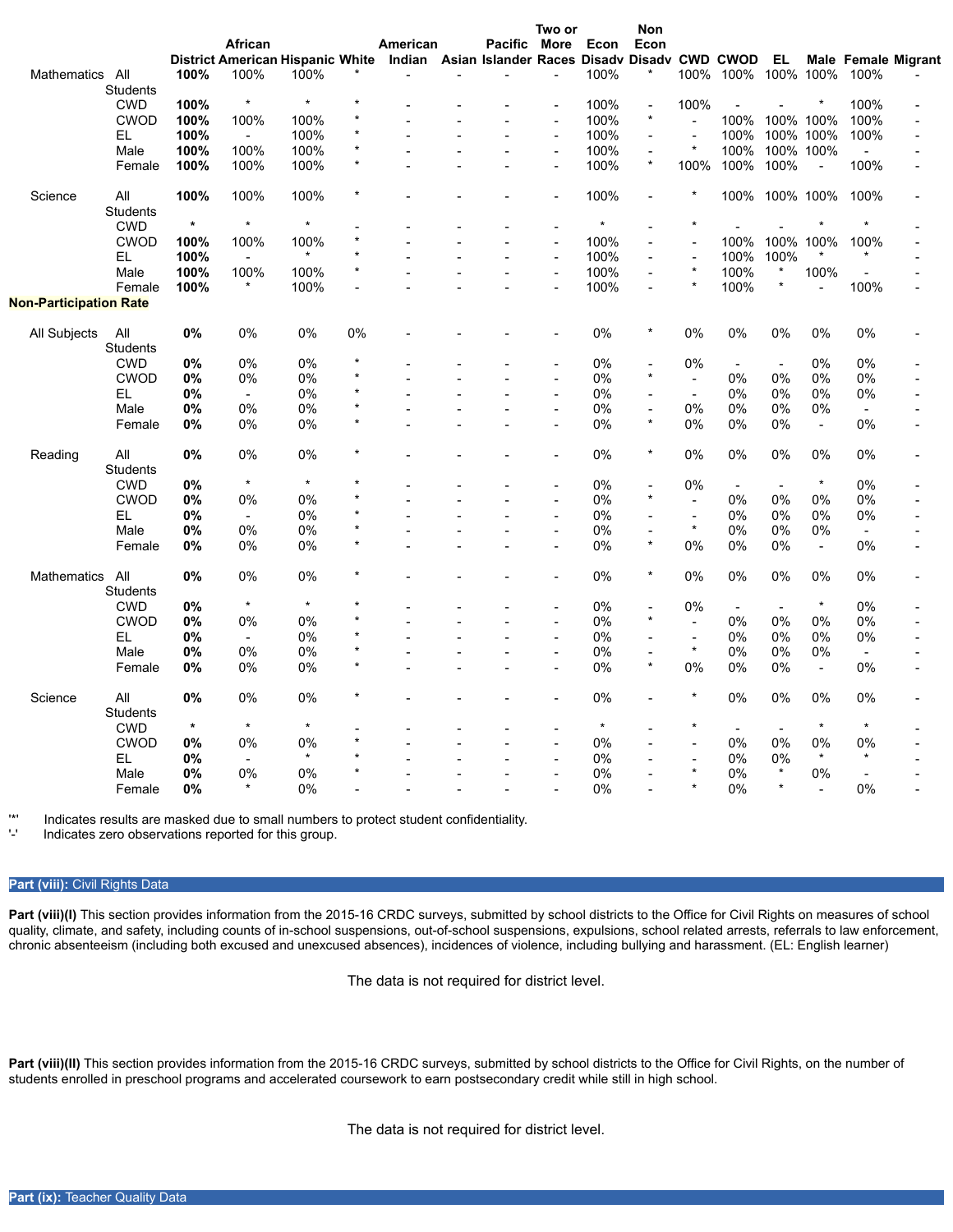| | | District | African American | Hispanic | White | American Indian | Asian | Pacific Islander | Two or More Races | Econ Disadv | Non Econ Disadv | CWD | CWOD | EL | Male | Female | Migrant |
|---|---|---|---|---|---|---|---|---|---|---|---|---|---|---|---|---|---|
| Mathematics | All Students | **100%** | 100% | 100% | * | - | - | - | - | 100% | * | 100% | 100% | 100% | 100% | 100% | - |
| | CWD | **100%** | * | * | * | - | - | - | - | 100% | - | 100% | - | - | * | 100% | - |
| | CWOD | **100%** | 100% | 100% | * | - | - | - | - | 100% | * | - | 100% | 100% | 100% | 100% | - |
| | EL | **100%** | - | 100% | * | - | - | - | - | 100% | - | - | 100% | 100% | 100% | 100% | - |
| | Male | **100%** | 100% | 100% | * | - | - | - | - | 100% | - | * | 100% | 100% | 100% | - | - |
| | Female | **100%** | 100% | 100% | * | - | - | - | - | 100% | * | 100% | 100% | 100% | - | 100% | - |
| Science | All Students | **100%** | 100% | 100% | * | - | - | - | - | 100% | - | * | 100% | 100% | 100% | 100% | - |
| | CWD | * | * | * | - | - | - | - | - | * | - | * | - | - | * | * | - |
| | CWOD | **100%** | 100% | 100% | * | - | - | - | - | 100% | - | - | 100% | 100% | 100% | 100% | - |
| | EL | **100%** | - | * | * | - | - | - | - | 100% | - | - | 100% | 100% | * | * | - |
| | Male | **100%** | 100% | 100% | * | - | - | - | - | 100% | - | * | 100% | * | 100% | - | - |
| | Female | **100%** | * | 100% | - | - | - | - | - | 100% | - | * | 100% | * | - | 100% | - |

**Non-Participation Rate**

| | | District | African American | Hispanic | White | American Indian | Asian | Pacific Islander | Two or More Races | Econ Disadv | Non Econ Disadv | CWD | CWOD | EL | Male | Female | Migrant |
|---|---|---|---|---|---|---|---|---|---|---|---|---|---|---|---|---|---|
| All Subjects | All Students | **0%** | 0% | 0% | 0% | - | - | - | - | 0% | * | 0% | 0% | 0% | 0% | 0% | - |
| | CWD | **0%** | 0% | 0% | * | - | - | - | - | 0% | - | 0% | - | - | 0% | 0% | - |
| | CWOD | **0%** | 0% | 0% | * | - | - | - | - | 0% | * | - | 0% | 0% | 0% | 0% | - |
| | EL | **0%** | - | 0% | * | - | - | - | - | 0% | - | - | 0% | 0% | 0% | 0% | - |
| | Male | **0%** | 0% | 0% | * | - | - | - | - | 0% | - | 0% | 0% | 0% | 0% | - | - |
| | Female | **0%** | 0% | 0% | * | - | - | - | - | 0% | * | 0% | 0% | 0% | - | 0% | - |
| Reading | All Students | **0%** | 0% | 0% | * | - | - | - | - | 0% | * | 0% | 0% | 0% | 0% | 0% | - |
| | CWD | **0%** | * | * | * | - | - | - | - | 0% | - | 0% | - | - | * | 0% | - |
| | CWOD | **0%** | 0% | 0% | * | - | - | - | - | 0% | * | - | 0% | 0% | 0% | 0% | - |
| | EL | **0%** | - | 0% | * | - | - | - | - | 0% | - | - | 0% | 0% | 0% | 0% | - |
| | Male | **0%** | 0% | 0% | * | - | - | - | - | 0% | - | * | 0% | 0% | 0% | - | - |
| | Female | **0%** | 0% | 0% | * | - | - | - | - | 0% | * | 0% | 0% | 0% | - | 0% | - |
| Mathematics | All Students | **0%** | 0% | 0% | * | - | - | - | - | 0% | * | 0% | 0% | 0% | 0% | 0% | - |
| | CWD | **0%** | * | * | * | - | - | - | - | 0% | - | 0% | - | - | * | 0% | - |
| | CWOD | **0%** | 0% | 0% | * | - | - | - | - | 0% | * | - | 0% | 0% | 0% | 0% | - |
| | EL | **0%** | - | 0% | * | - | - | - | - | 0% | - | - | 0% | 0% | 0% | 0% | - |
| | Male | **0%** | 0% | 0% | * | - | - | - | - | 0% | - | * | 0% | 0% | 0% | - | - |
| | Female | **0%** | 0% | 0% | * | - | - | - | - | 0% | * | 0% | 0% | 0% | - | 0% | - |
| Science | All Students | **0%** | 0% | 0% | * | - | - | - | - | 0% | - | * | 0% | 0% | 0% | 0% | - |
| | CWD | * | * | * | - | - | - | - | - | * | - | * | - | - | * | * | - |
| | CWOD | **0%** | 0% | 0% | * | - | - | - | - | 0% | - | - | 0% | 0% | 0% | 0% | - |
| | EL | **0%** | - | * | * | - | - | - | - | 0% | - | - | 0% | 0% | * | * | - |
| | Male | **0%** | 0% | 0% | * | - | - | - | - | 0% | - | * | 0% | * | 0% | - | - |
| | Female | **0%** | * | 0% | - | - | - | - | - | 0% | - | * | 0% | * | - | 0% | - |

'*' Indicates results are masked due to small numbers to protect student confidentiality.
'-' Indicates zero observations reported for this group.

## Part (viii): Civil Rights Data

**Part (viii)(I)** This section provides information from the 2015-16 CRDC surveys, submitted by school districts to the Office for Civil Rights on measures of school quality, climate, and safety, including counts of in-school suspensions, out-of-school suspensions, expulsions, school related arrests, referrals to law enforcement, chronic absenteeism (including both excused and unexcused absences), incidences of violence, including bullying and harassment. (EL: English learner)

The data is not required for district level.

**Part (viii)(II)** This section provides information from the 2015-16 CRDC surveys, submitted by school districts to the Office for Civil Rights, on the number of students enrolled in preschool programs and accelerated coursework to earn postsecondary credit while still in high school.

The data is not required for district level.

## Part (ix): Teacher Quality Data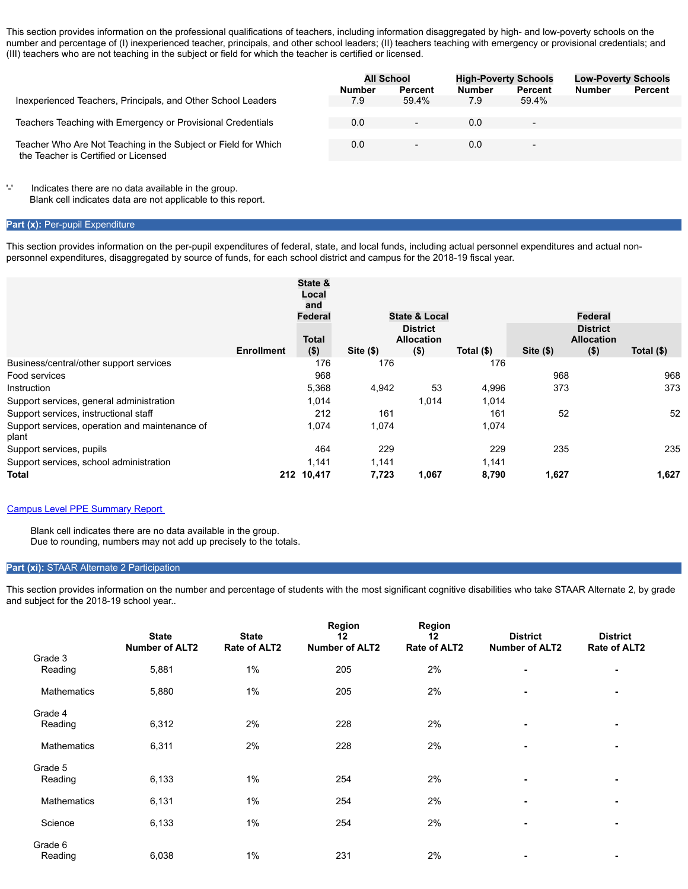This section provides information on the professional qualifications of teachers, including information disaggregated by high- and low-poverty schools on the number and percentage of (I) inexperienced teacher, principals, and other school leaders; (II) teachers teaching with emergency or provisional credentials; and (III) teachers who are not teaching in the subject or field for which the teacher is certified or licensed.

| | All School | | High-Poverty Schools | | Low-Poverty Schools | |
|---|---|---|---|---|---|---|
| | Number | Percent | Number | Percent | Number | Percent |
| Inexperienced Teachers, Principals, and Other School Leaders | 7.9 | 59.4% | 7.9 | 59.4% | | |
| Teachers Teaching with Emergency or Provisional Credentials | 0.0 | - | 0.0 | - | | |
| Teacher Who Are Not Teaching in the Subject or Field for Which the Teacher is Certified or Licensed | 0.0 | - | 0.0 | - | | |

'-' Indicates there are no data available in the group.
Blank cell indicates data are not applicable to this report.

## Part (x): Per-pupil Expenditure

This section provides information on the per-pupil expenditures of federal, state, and local funds, including actual personnel expenditures and actual non-personnel expenditures, disaggregated by source of funds, for each school district and campus for the 2018-19 fiscal year.

| | Enrollment | State & Local and Federal | State & Local | | | Federal | | |
|---|---|---|---|---|---|---|---|---|
| | | Total ($) | Site ($) | District Allocation ($) | Total ($) | Site ($) | District Allocation ($) | Total ($) |
| Business/central/other support services | | 176 | 176 | | 176 | | | |
| Food services | | 968 | | | | 968 | | 968 |
| Instruction | | 5,368 | 4,942 | 53 | 4,996 | 373 | | 373 |
| Support services, general administration | | 1,014 | | 1,014 | 1,014 | | | |
| Support services, instructional staff | | 212 | 161 | | 161 | 52 | | 52 |
| Support services, operation and maintenance of plant | | 1,074 | 1,074 | | 1,074 | | | |
| Support services, pupils | | 464 | 229 | | 229 | 235 | | 235 |
| Support services, school administration | | 1,141 | 1,141 | | 1,141 | | | |
| **Total** | **212** | **10,417** | **7,723** | **1,067** | **8,790** | **1,627** | | **1,627** |

[Campus Level PPE Summary Report](#)

Blank cell indicates there are no data available in the group.
Due to rounding, numbers may not add up precisely to the totals.

## Part (xi): STAAR Alternate 2 Participation

This section provides information on the number and percentage of students with the most significant cognitive disabilities who take STAAR Alternate 2, by grade and subject for the 2018-19 school year..

| | State Number of ALT2 | State Rate of ALT2 | Region 12 Number of ALT2 | Region 12 Rate of ALT2 | District Number of ALT2 | District Rate of ALT2 |
|---|---|---|---|---|---|---|
| **Grade 3** | | | | | | |
| Reading | 5,881 | 1% | 205 | 2% | - | - |
| Mathematics | 5,880 | 1% | 205 | 2% | - | - |
| **Grade 4** | | | | | | |
| Reading | 6,312 | 2% | 228 | 2% | - | - |
| Mathematics | 6,311 | 2% | 228 | 2% | - | - |
| **Grade 5** | | | | | | |
| Reading | 6,133 | 1% | 254 | 2% | - | - |
| Mathematics | 6,131 | 1% | 254 | 2% | - | - |
| Science | 6,133 | 1% | 254 | 2% | - | - |
| **Grade 6** | | | | | | |
| Reading | 6,038 | 1% | 231 | 2% | - | - |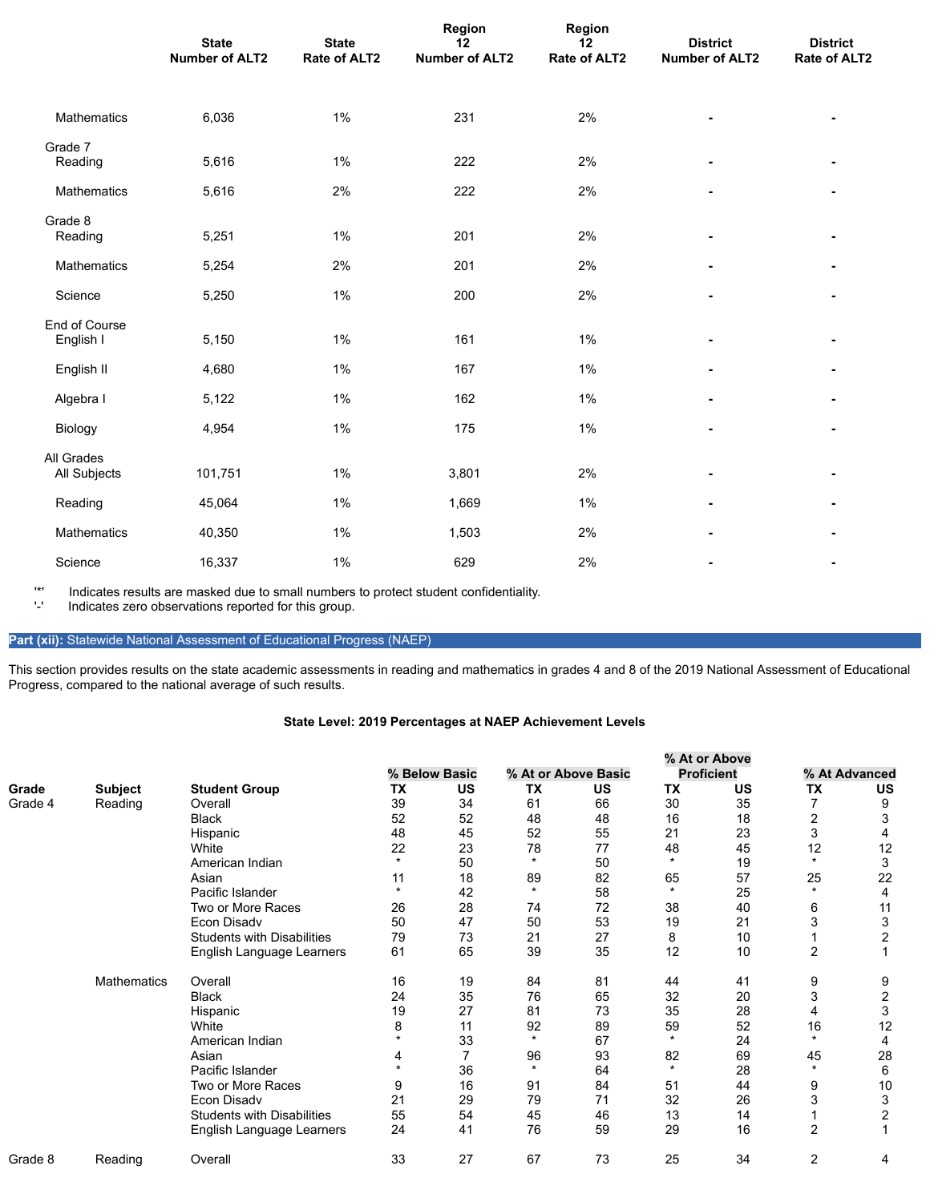| | State Number of ALT2 | State Rate of ALT2 | Region 12 Number of ALT2 | Region 12 Rate of ALT2 | District Number of ALT2 | District Rate of ALT2 |
|---|---|---|---|---|---|---|
| Mathematics | 6,036 | 1% | 231 | 2% | - | - |
| **Grade 7** | | | | | | |
| Reading | 5,616 | 1% | 222 | 2% | - | - |
| Mathematics | 5,616 | 2% | 222 | 2% | - | - |
| **Grade 8** | | | | | | |
| Reading | 5,251 | 1% | 201 | 2% | - | - |
| Mathematics | 5,254 | 2% | 201 | 2% | - | - |
| Science | 5,250 | 1% | 200 | 2% | - | - |
| **End of Course** | | | | | | |
| English I | 5,150 | 1% | 161 | 1% | - | - |
| English II | 4,680 | 1% | 167 | 1% | - | - |
| Algebra I | 5,122 | 1% | 162 | 1% | - | - |
| Biology | 4,954 | 1% | 175 | 1% | - | - |
| **All Grades** | | | | | | |
| All Subjects | 101,751 | 1% | 3,801 | 2% | - | - |
| Reading | 45,064 | 1% | 1,669 | 1% | - | - |
| Mathematics | 40,350 | 1% | 1,503 | 2% | - | - |
| Science | 16,337 | 1% | 629 | 2% | - | - |

'*' Indicates results are masked due to small numbers to protect student confidentiality.
'-' Indicates zero observations reported for this group.

## Part (xii): Statewide National Assessment of Educational Progress (NAEP)

This section provides results on the state academic assessments in reading and mathematics in grades 4 and 8 of the 2019 National Assessment of Educational Progress, compared to the national average of such results.

### State Level: 2019 Percentages at NAEP Achievement Levels

| | | | % Below Basic | | % At or Above Basic | | % At or Above Proficient | | % At Advanced | |
|---|---|---|---|---|---|---|---|---|---|---|
| Grade | Subject | Student Group | TX | US | TX | US | TX | US | TX | US |
| Grade 4 | Reading | Overall | 39 | 34 | 61 | 66 | 30 | 35 | 7 | 9 |
| | | Black | 52 | 52 | 48 | 48 | 16 | 18 | 2 | 3 |
| | | Hispanic | 48 | 45 | 52 | 55 | 21 | 23 | 3 | 4 |
| | | White | 22 | 23 | 78 | 77 | 48 | 45 | 12 | 12 |
| | | American Indian | * | 50 | * | 50 | * | 19 | * | 3 |
| | | Asian | 11 | 18 | 89 | 82 | 65 | 57 | 25 | 22 |
| | | Pacific Islander | * | 42 | * | 58 | * | 25 | * | 4 |
| | | Two or More Races | 26 | 28 | 74 | 72 | 38 | 40 | 6 | 11 |
| | | Econ Disadv | 50 | 47 | 50 | 53 | 19 | 21 | 3 | 3 |
| | | Students with Disabilities | 79 | 73 | 21 | 27 | 8 | 10 | 1 | 2 |
| | | English Language Learners | 61 | 65 | 39 | 35 | 12 | 10 | 2 | 1 |
| | Mathematics | Overall | 16 | 19 | 84 | 81 | 44 | 41 | 9 | 9 |
| | | Black | 24 | 35 | 76 | 65 | 32 | 20 | 3 | 2 |
| | | Hispanic | 19 | 27 | 81 | 73 | 35 | 28 | 4 | 3 |
| | | White | 8 | 11 | 92 | 89 | 59 | 52 | 16 | 12 |
| | | American Indian | * | 33 | * | 67 | * | 24 | * | 4 |
| | | Asian | 4 | 7 | 96 | 93 | 82 | 69 | 45 | 28 |
| | | Pacific Islander | * | 36 | * | 64 | * | 28 | * | 6 |
| | | Two or More Races | 9 | 16 | 91 | 84 | 51 | 44 | 9 | 10 |
| | | Econ Disadv | 21 | 29 | 79 | 71 | 32 | 26 | 3 | 3 |
| | | Students with Disabilities | 55 | 54 | 45 | 46 | 13 | 14 | 1 | 2 |
| | | English Language Learners | 24 | 41 | 76 | 59 | 29 | 16 | 2 | 1 |
| Grade 8 | Reading | Overall | 33 | 27 | 67 | 73 | 25 | 34 | 2 | 4 |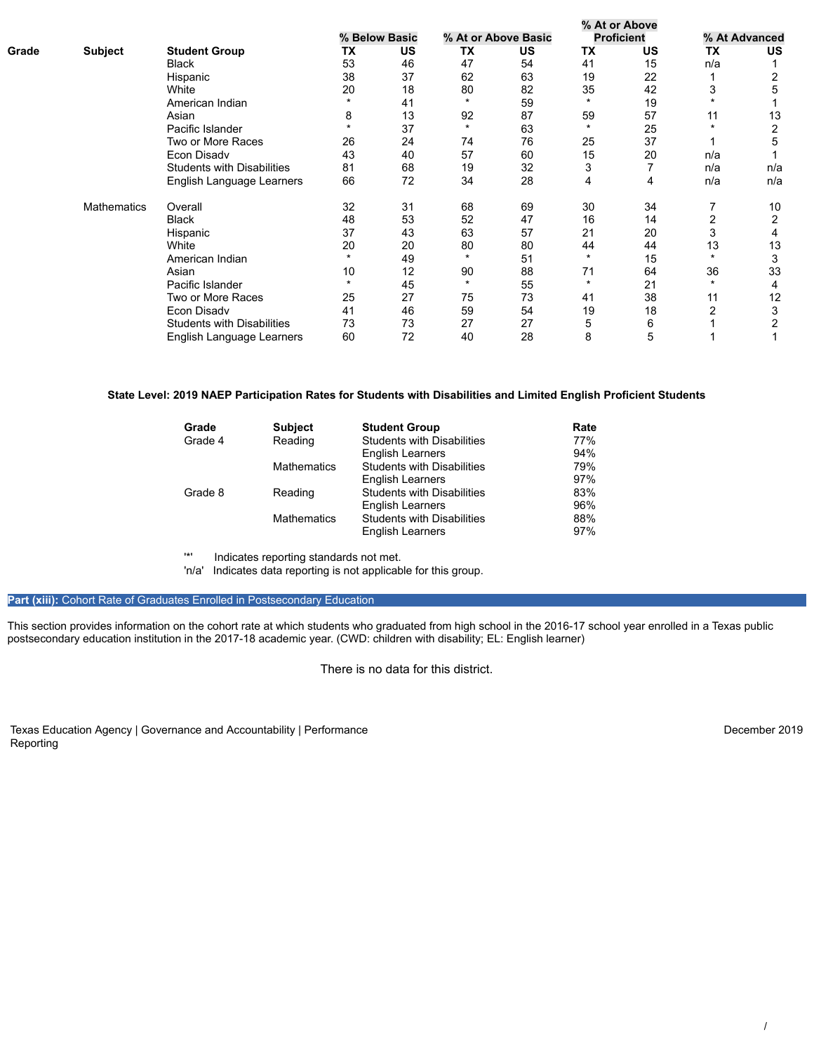| Grade | Subject | Student Group | % Below Basic | | % At or Above Basic | | % At or Above Proficient | | % At Advanced | |
|---|---|---|---|---|---|---|---|---|---|---|
| | | | TX | US | TX | US | TX | US | TX | US |
| | | Black | 53 | 46 | 47 | 54 | 41 | 15 | n/a | 1 |
| | | Hispanic | 38 | 37 | 62 | 63 | 19 | 22 | 1 | 2 |
| | | White | 20 | 18 | 80 | 82 | 35 | 42 | 3 | 5 |
| | | American Indian | * | 41 | * | 59 | * | 19 | * | 1 |
| | | Asian | 8 | 13 | 92 | 87 | 59 | 57 | 11 | 13 |
| | | Pacific Islander | * | 37 | * | 63 | * | 25 | * | 2 |
| | | Two or More Races | 26 | 24 | 74 | 76 | 25 | 37 | 1 | 5 |
| | | Econ Disadv | 43 | 40 | 57 | 60 | 15 | 20 | n/a | 1 |
| | | Students with Disabilities | 81 | 68 | 19 | 32 | 3 | 7 | n/a | n/a |
| | | English Language Learners | 66 | 72 | 34 | 28 | 4 | 4 | n/a | n/a |
| | Mathematics | Overall | 32 | 31 | 68 | 69 | 30 | 34 | 7 | 10 |
| | | Black | 48 | 53 | 52 | 47 | 16 | 14 | 2 | 2 |
| | | Hispanic | 37 | 43 | 63 | 57 | 21 | 20 | 3 | 4 |
| | | White | 20 | 20 | 80 | 80 | 44 | 44 | 13 | 13 |
| | | American Indian | * | 49 | * | 51 | * | 15 | * | 3 |
| | | Asian | 10 | 12 | 90 | 88 | 71 | 64 | 36 | 33 |
| | | Pacific Islander | * | 45 | * | 55 | * | 21 | * | 4 |
| | | Two or More Races | 25 | 27 | 75 | 73 | 41 | 38 | 11 | 12 |
| | | Econ Disadv | 41 | 46 | 59 | 54 | 19 | 18 | 2 | 3 |
| | | Students with Disabilities | 73 | 73 | 27 | 27 | 5 | 6 | 1 | 2 |
| | | English Language Learners | 60 | 72 | 40 | 28 | 8 | 5 | 1 | 1 |

**State Level: 2019 NAEP Participation Rates for Students with Disabilities and Limited English Proficient Students**

| Grade | Subject | Student Group | Rate |
|---|---|---|---|
| Grade 4 | Reading | Students with Disabilities | 77% |
| | | English Learners | 94% |
| | Mathematics | Students with Disabilities | 79% |
| | | English Learners | 97% |
| Grade 8 | Reading | Students with Disabilities | 83% |
| | | English Learners | 96% |
| | Mathematics | Students with Disabilities | 88% |
| | | English Learners | 97% |

'*' Indicates reporting standards not met.
'n/a' Indicates data reporting is not applicable for this group.

## Part (xiii): Cohort Rate of Graduates Enrolled in Postsecondary Education

This section provides information on the cohort rate at which students who graduated from high school in the 2016-17 school year enrolled in a Texas public postsecondary education institution in the 2017-18 academic year. (CWD: children with disability; EL: English learner)

There is no data for this district.

Texas Education Agency | Governance and Accountability | Performance Reporting

December 2019